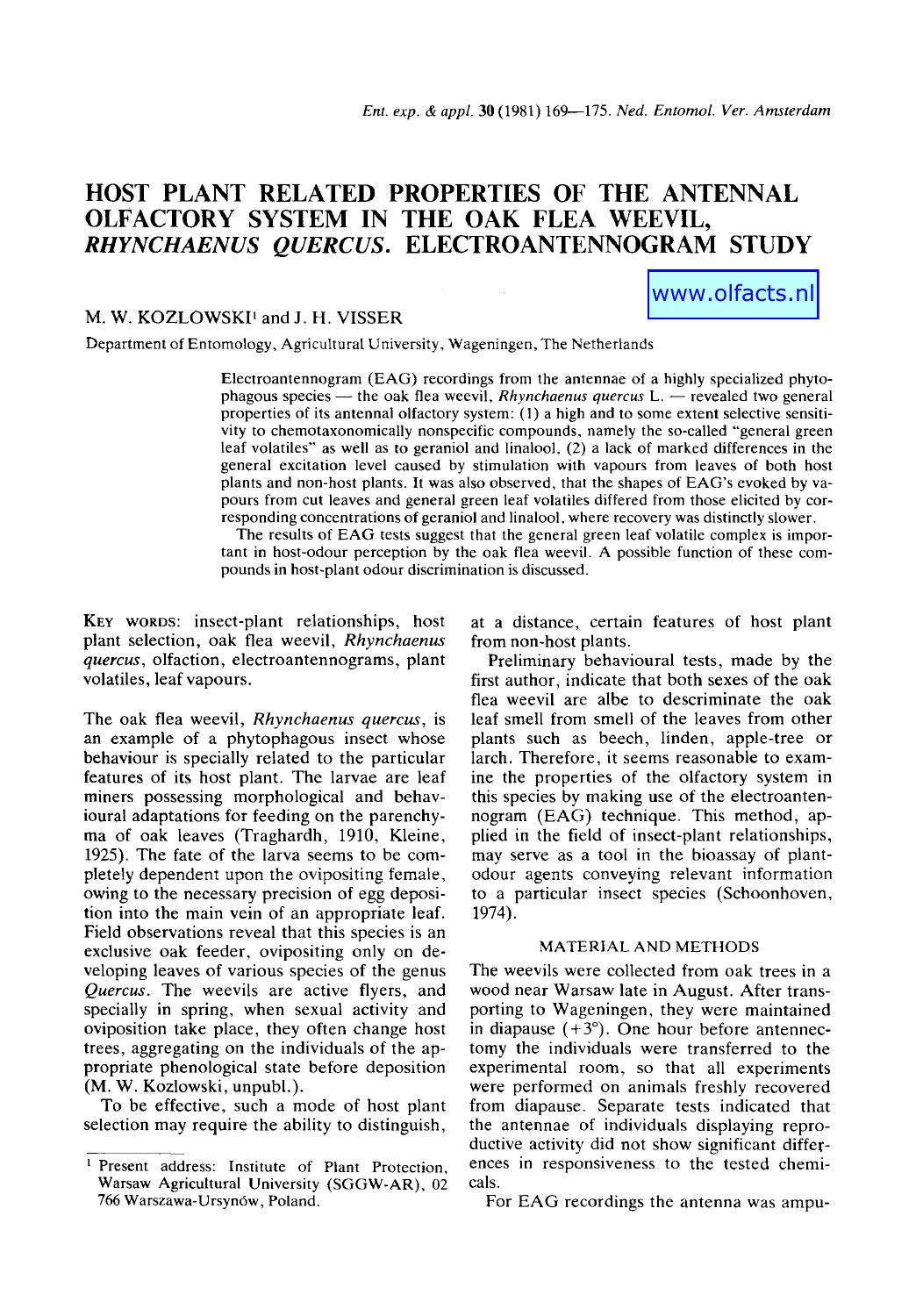# HOST PLANT RELATED PROPERTIES OF THE ANTENNAL OLFACTORY SYSTEM IN THE OAK FLEA WEEVIL, *RHYNCHAENUS QUERCUS*. ELECTROANTENNOGRAM STUDY

www.olfacts.nl

M. W. KOZLOWSKI[1] and J. H. VISSER

Department of Entomology, Agricultural University, Wageningen, The Netherlands

Electroantennogram (EAG) recordings from the antennae of a highly specialized phytophagous species — the oak flea weevil, *Rhynchaenus quercus* L. — revealed two general properties of its antennal olfactory system: (1) a high and to some extent selective sensitivity to chemotaxonomically nonspecific compounds, namely the so-called "general green leaf volatiles" as well as to geraniol and linalool, (2) a lack of marked differences in the general excitation level caused by stimulation with vapours from leaves of both host plants and non-host plants. It was also observed, that the shapes of EAG's evoked by vapours from cut leaves and general green leaf volatiles differed from those elicited by corresponding concentrations of geraniol and linalool, where recovery was distinctly slower.

The results of EAG tests suggest that the general green leaf volatile complex is important in host-odour perception by the oak flea weevil. A possible function of these compounds in host-plant odour discrimination is discussed.

KEY WORDS: insect-plant relationships, host plant selection, oak flea weevil, *Rhynchaenus quercus*, olfaction, electroantennograms, plant volatiles, leaf vapours.

The oak flea weevil, *Rhynchaenus quercus*, is an example of a phytophagous insect whose behaviour is specially related to the particular features of its host plant. The larvae are leaf miners possessing morphological and behavioural adaptations for feeding on the parenchyma of oak leaves (Traghardh, 1910, Kleine, 1925). The fate of the larva seems to be completely dependent upon the ovipositing female, owing to the necessary precision of egg deposition into the main vein of an appropriate leaf. Field observations reveal that this species is an exclusive oak feeder, ovipositing only on developing leaves of various species of the genus *Quercus*. The weevils are active flyers, and specially in spring, when sexual activity and oviposition take place, they often change host trees, aggregating on the individuals of the appropriate phenological state before deposition (M. W. Kozlowski, unpubl.).

To be effective, such a mode of host plant selection may require the ability to distinguish, at a distance, certain features of host plant from non-host plants.

Preliminary behavioural tests, made by the first author, indicate that both sexes of the oak flea weevil are albe to descriminate the oak leaf smell from smell of the leaves from other plants such as beech, linden, apple-tree or larch. Therefore, it seems reasonable to examine the properties of the olfactory system in this species by making use of the electroantennogram (EAG) technique. This method, applied in the field of insect-plant relationships, may serve as a tool in the bioassay of plant-odour agents conveying relevant information to a particular insect species (Schoonhoven, 1974).

## MATERIAL AND METHODS

The weevils were collected from oak trees in a wood near Warsaw late in August. After transporting to Wageningen, they were maintained in diapause (+3°). One hour before antennectomy the individuals were transferred to the experimental room, so that all experiments were performed on animals freshly recovered from diapause. Separate tests indicated that the antennae of individuals displaying reproductive activity did not show significant differences in responsiveness to the tested chemicals.

For EAG recordings the antenna was ampu-

[1] Present address: Institute of Plant Protection, Warsaw Agricultural University (SGGW-AR), 02 766 Warszawa-Ursynów, Poland.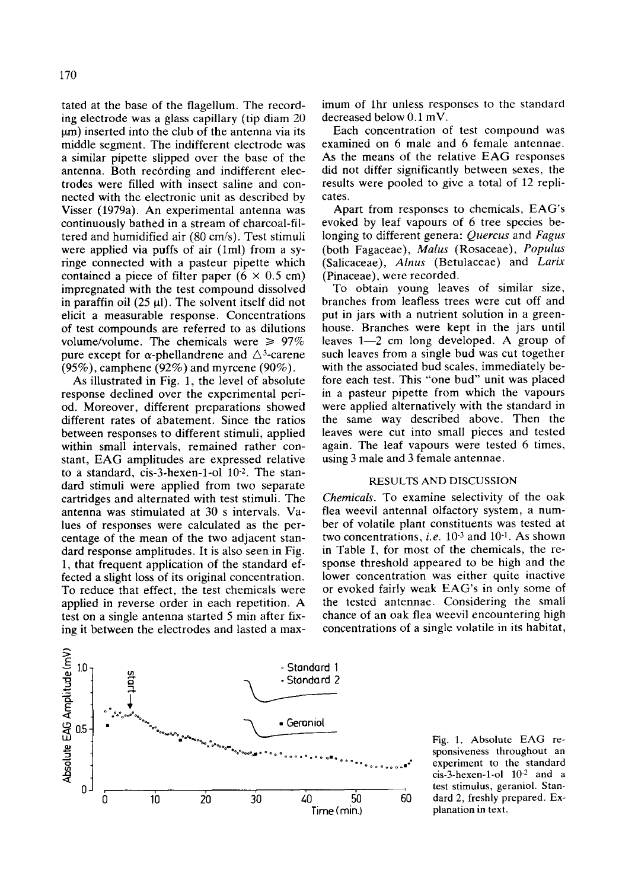tated at the base of the flagellum. The recording electrode was a glass capillary (tip diam 20 μm) inserted into the club of the antenna via its middle segment. The indifferent electrode was a similar pipette slipped over the base of the antenna. Both recording and indifferent electrodes were filled with insect saline and connected with the electronic unit as described by Visser (1979a). An experimental antenna was continuously bathed in a stream of charcoal-filtered and humidified air (80 cm/s). Test stimuli were applied via puffs of air (1ml) from a syringe connected with a pasteur pipette which contained a piece of filter paper (6 × 0.5 cm) impregnated with the test compound dissolved in paraffin oil (25 μl). The solvent itself did not elicit a measurable response. Concentrations of test compounds are referred to as dilutions volume/volume. The chemicals were ≥ 97% pure except for α-phellandrene and $\Delta^3$-carene (95%), camphene (92%) and myrcene (90%).

As illustrated in Fig. 1, the level of absolute response declined over the experimental period. Moreover, different preparations showed different rates of abatement. Since the ratios between responses to different stimuli, applied within small intervals, remained rather constant, EAG amplitudes are expressed relative to a standard, cis-3-hexen-1-ol $10^{-2}$. The standard stimuli were applied from two separate cartridges and alternated with test stimuli. The antenna was stimulated at 30 s intervals. Values of responses were calculated as the percentage of the mean of the two adjacent standard response amplitudes. It is also seen in Fig. 1, that frequent application of the standard effected a slight loss of its original concentration. To reduce that effect, the test chemicals were applied in reverse order in each repetition. A test on a single antenna started 5 min after fixing it between the electrodes and lasted a maximum of 1hr unless responses to the standard decreased below 0.1 mV.

Each concentration of test compound was examined on 6 male and 6 female antennae. As the means of the relative EAG responses did not differ significantly between sexes, the results were pooled to give a total of 12 replicates.

Apart from responses to chemicals, EAG's evoked by leaf vapours of 6 tree species belonging to different genera: *Quercus* and *Fagus* (both Fagaceae), *Malus* (Rosaceae), *Populus* (Salicaceae), *Alnus* (Betulaceae) and *Larix* (Pinaceae), were recorded.

To obtain young leaves of similar size, branches from leafless trees were cut off and put in jars with a nutrient solution in a greenhouse. Branches were kept in the jars until leaves 1—2 cm long developed. A group of such leaves from a single bud was cut together with the associated bud scales, immediately before each test. This "one bud" unit was placed in a pasteur pipette from which the vapours were applied alternatively with the standard in the same way described above. Then the leaves were cut into small pieces and tested again. The leaf vapours were tested 6 times, using 3 male and 3 female antennae.

## RESULTS AND DISCUSSION

*Chemicals.* To examine selectivity of the oak flea weevil antennal olfactory system, a number of volatile plant constituents was tested at two concentrations, *i.e.* $10^{-3}$ and $10^{-1}$. As shown in Table I, for most of the chemicals, the response threshold appeared to be high and the lower concentration was either quite inactive or evoked fairly weak EAG's in only some of the tested antennae. Considering the small chance of an oak flea weevil encountering high concentrations of a single volatile in its habitat,

Fig. 1. Absolute EAG responsiveness throughout an experiment to the standard cis-3-hexen-1-ol $10^{-2}$ and a test stimulus, geraniol. Standard 2, freshly prepared. Explanation in text.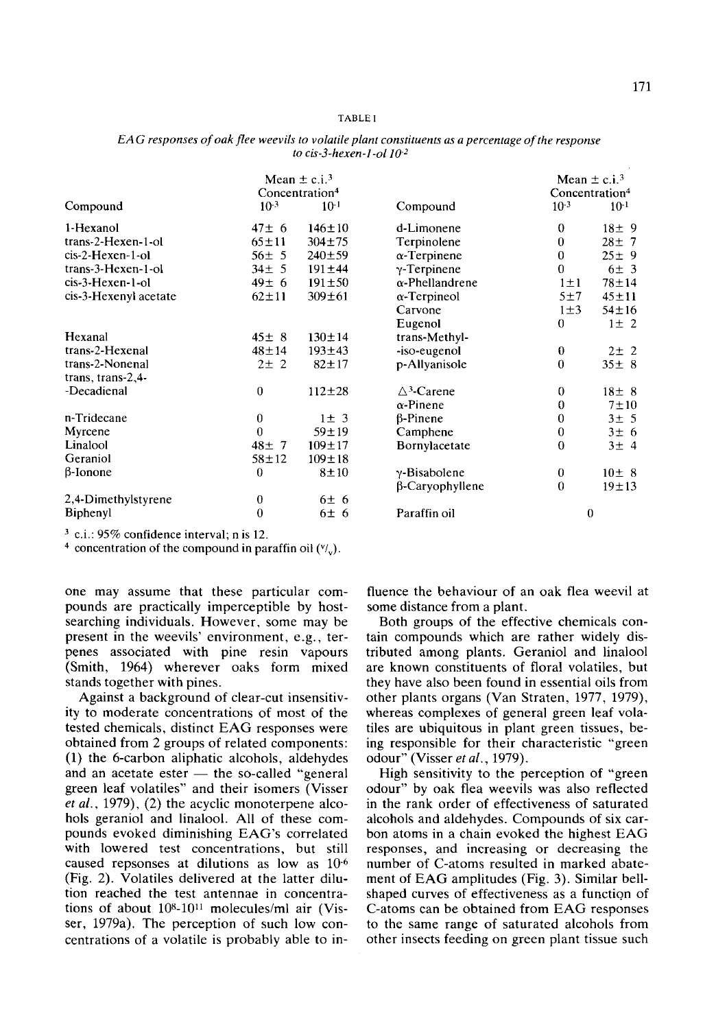TABLE I

*EAG responses of oak flee weevils to volatile plant constituents as a percentage of the response to cis-3-hexen-1-ol $10^{-2}$*

| Compound | Mean ± c.i.[3] Concentration[4] $10^{-3}$ | $10^{-1}$ | Compound | Mean ± c.i.[3] Concentration[4] $10^{-3}$ | $10^{-1}$ |
|---|---|---|---|---|---|
| 1-Hexanol | 47± 6 | 146±10 | d-Limonene | 0 | 18± 9 |
| trans-2-Hexen-1-ol | 65±11 | 304±75 | Terpinolene | 0 | 28± 7 |
| cis-2-Hexen-1-ol | 56± 5 | 240±59 | α-Terpinene | 0 | 25± 9 |
| trans-3-Hexen-1-ol | 34± 5 | 191±44 | γ-Terpinene | 0 | 6± 3 |
| cis-3-Hexen-1-ol | 49± 6 | 191±50 | α-Phellandrene | 1±1 | 78±14 |
| cis-3-Hexenyl acetate | 62±11 | 309±61 | α-Terpineol | 5±7 | 45±11 |
| | | | Carvone | 1±3 | 54±16 |
| | | | Eugenol | 0 | 1± 2 |
| Hexanal | 45± 8 | 130±14 | trans-Methyl--iso-eugenol | 0 | 2± 2 |
| trans-2-Hexenal | 48±14 | 193±43 | | | |
| trans-2-Nonenal | 2± 2 | 82±17 | p-Allyanisole | 0 | 35± 8 |
| trans, trans-2,4--Decadienal | 0 | 112±28 | $\Delta^3$-Carene | 0 | 18± 8 |
| | | | α-Pinene | 0 | 7±10 |
| n-Tridecane | 0 | 1± 3 | β-Pinene | 0 | 3± 5 |
| Myrcene | 0 | 59±19 | Camphene | 0 | 3± 6 |
| Linalool | 48± 7 | 109±17 | Bornylacetate | 0 | 3± 4 |
| Geraniol | 58±12 | 109±18 | | | |
| β-Ionone | 0 | 8±10 | γ-Bisabolene | 0 | 10± 8 |
| | | | β-Caryophyllene | 0 | 19±13 |
| 2,4-Dimethylstyrene | 0 | 6± 6 | | | |
| Biphenyl | 0 | 6± 6 | Paraffin oil | 0 | |

[3] c.i.: 95% confidence interval; n is 12.

[4] concentration of the compound in paraffin oil ($^v/_v$).

one may assume that these particular compounds are practically imperceptible by host-searching individuals. However, some may be present in the weevils' environment, e.g., terpenes associated with pine resin vapours (Smith, 1964) wherever oaks form mixed stands together with pines.

Against a background of clear-cut insensitivity to moderate concentrations of most of the tested chemicals, distinct EAG responses were obtained from 2 groups of related components: (1) the 6-carbon aliphatic alcohols, aldehydes and an acetate ester — the so-called "general green leaf volatiles" and their isomers (Visser *et al.*, 1979), (2) the acyclic monoterpene alcohols geraniol and linalool. All of these compounds evoked diminishing EAG's correlated with lowered test concentrations, but still caused repsonses at dilutions as low as $10^{-6}$ (Fig. 2). Volatiles delivered at the latter dilution reached the test antennae in concentrations of about $10^{8}$-$10^{11}$ molecules/ml air (Visser, 1979a). The perception of such low concentrations of a volatile is probably able to influence the behaviour of an oak flea weevil at some distance from a plant.

Both groups of the effective chemicals contain compounds which are rather widely distributed among plants. Geraniol and linalool are known constituents of floral volatiles, but they have also been found in essential oils from other plants organs (Van Straten, 1977, 1979), whereas complexes of general green leaf volatiles are ubiquitous in plant green tissues, being responsible for their characteristic "green odour" (Visser *et al.*, 1979).

High sensitivity to the perception of "green odour" by oak flea weevils was also reflected in the rank order of effectiveness of saturated alcohols and aldehydes. Compounds of six carbon atoms in a chain evoked the highest EAG responses, and increasing or decreasing the number of C-atoms resulted in marked abatement of EAG amplitudes (Fig. 3). Similar bell-shaped curves of effectiveness as a function of C-atoms can be obtained from EAG responses to the same range of saturated alcohols from other insects feeding on green plant tissue such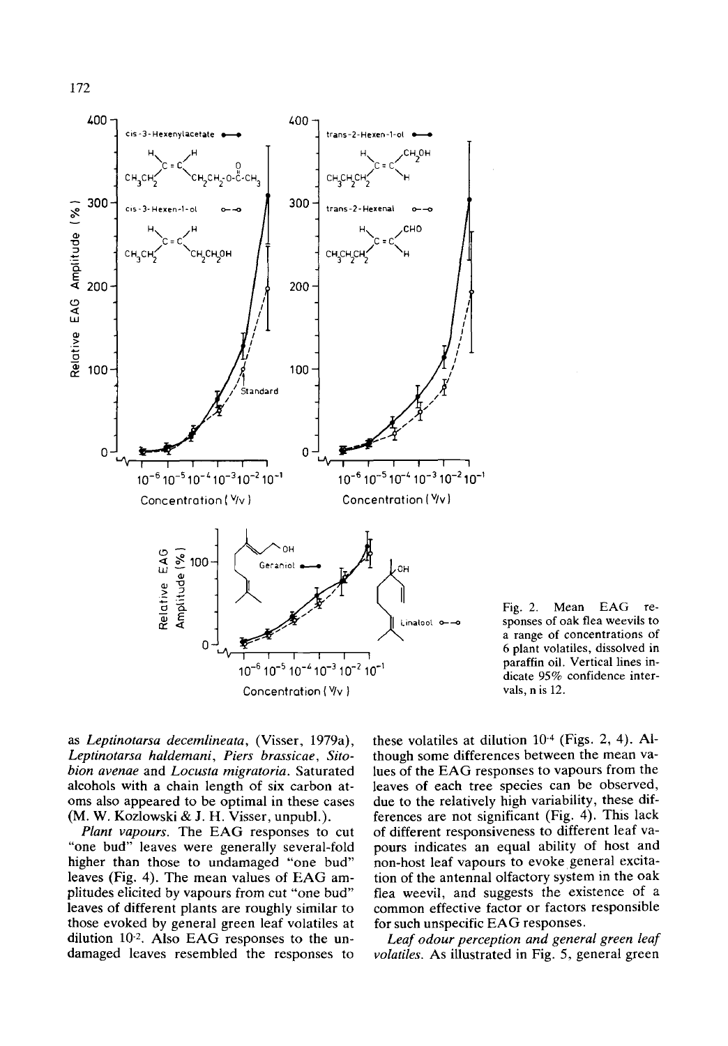Fig. 2. Mean EAG responses of oak flea weevils to a range of concentrations of 6 plant volatiles, dissolved in paraffin oil. Vertical lines indicate 95% confidence intervals, n is 12.

as *Leptinotarsa decemlineata*, (Visser, 1979a), *Leptinotarsa haldemani*, *Piers brassicae*, *Sitobion avenae* and *Locusta migratoria*. Saturated alcohols with a chain length of six carbon atoms also appeared to be optimal in these cases (M. W. Kozlowski & J. H. Visser, unpubl.).

*Plant vapours.* The EAG responses to cut "one bud" leaves were generally several-fold higher than those to undamaged "one bud" leaves (Fig. 4). The mean values of EAG amplitudes elicited by vapours from cut "one bud" leaves of different plants are roughly similar to those evoked by general green leaf volatiles at dilution $10^{-2}$. Also EAG responses to the undamaged leaves resembled the responses to these volatiles at dilution $10^{-4}$ (Figs. 2, 4). Although some differences between the mean values of the EAG responses to vapours from the leaves of each tree species can be observed, due to the relatively high variability, these differences are not significant (Fig. 4). This lack of different responsiveness to different leaf vapours indicates an equal ability of host and non-host leaf vapours to evoke general excitation of the antennal olfactory system in the oak flea weevil, and suggests the existence of a common effective factor or factors responsible for such unspecific EAG responses.

*Leaf odour perception and general green leaf volatiles.* As illustrated in Fig. 5, general green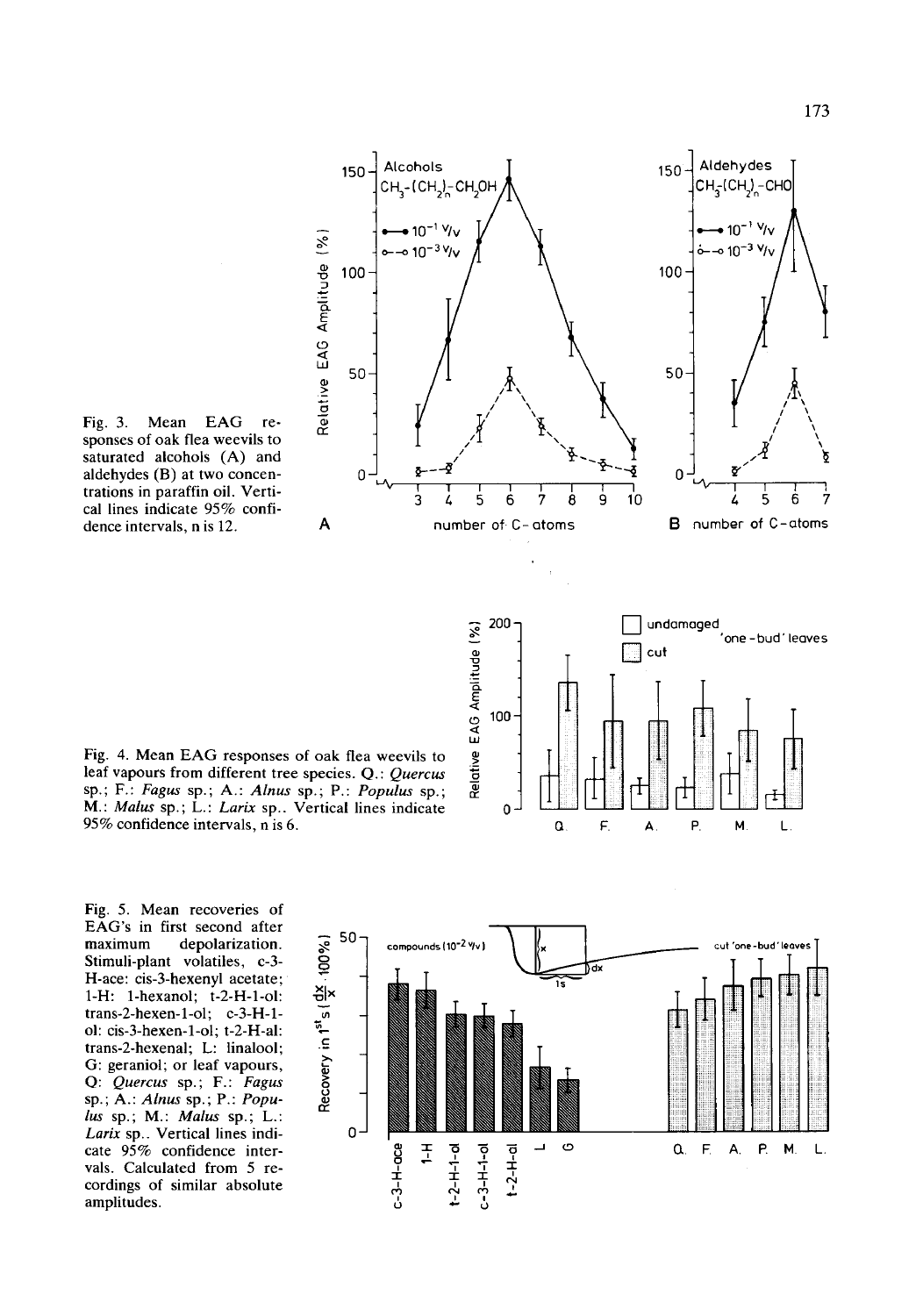Fig. 3. Mean EAG responses of oak flea weevils to saturated alcohols (A) and aldehydes (B) at two concentrations in paraffin oil. Vertical lines indicate 95% confidence intervals, n is 12.

Fig. 4. Mean EAG responses of oak flea weevils to leaf vapours from different tree species. Q.: *Quercus* sp.; F.: *Fagus* sp.; A.: *Alnus* sp.; P.: *Populus* sp.; M.: *Malus* sp.; L.: *Larix* sp.. Vertical lines indicate 95% confidence intervals, n is 6.

Fig. 5. Mean recoveries of EAG's in first second after maximum depolarization. Stimuli-plant volatiles, c-3-H-ace: cis-3-hexenyl acetate; 1-H: 1-hexanol; t-2-H-1-ol: trans-2-hexen-1-ol; c-3-H-1-ol: cis-3-hexen-1-ol; t-2-H-al: trans-2-hexenal; L: linalool; G: geraniol; or leaf vapours, Q: *Quercus* sp.; F.: *Fagus* sp.; A.: *Alnus* sp.; P.: *Populus* sp.; M.: *Malus* sp.; L.: *Larix* sp.. Vertical lines indicate 95% confidence intervals. Calculated from 5 recordings of similar absolute amplitudes.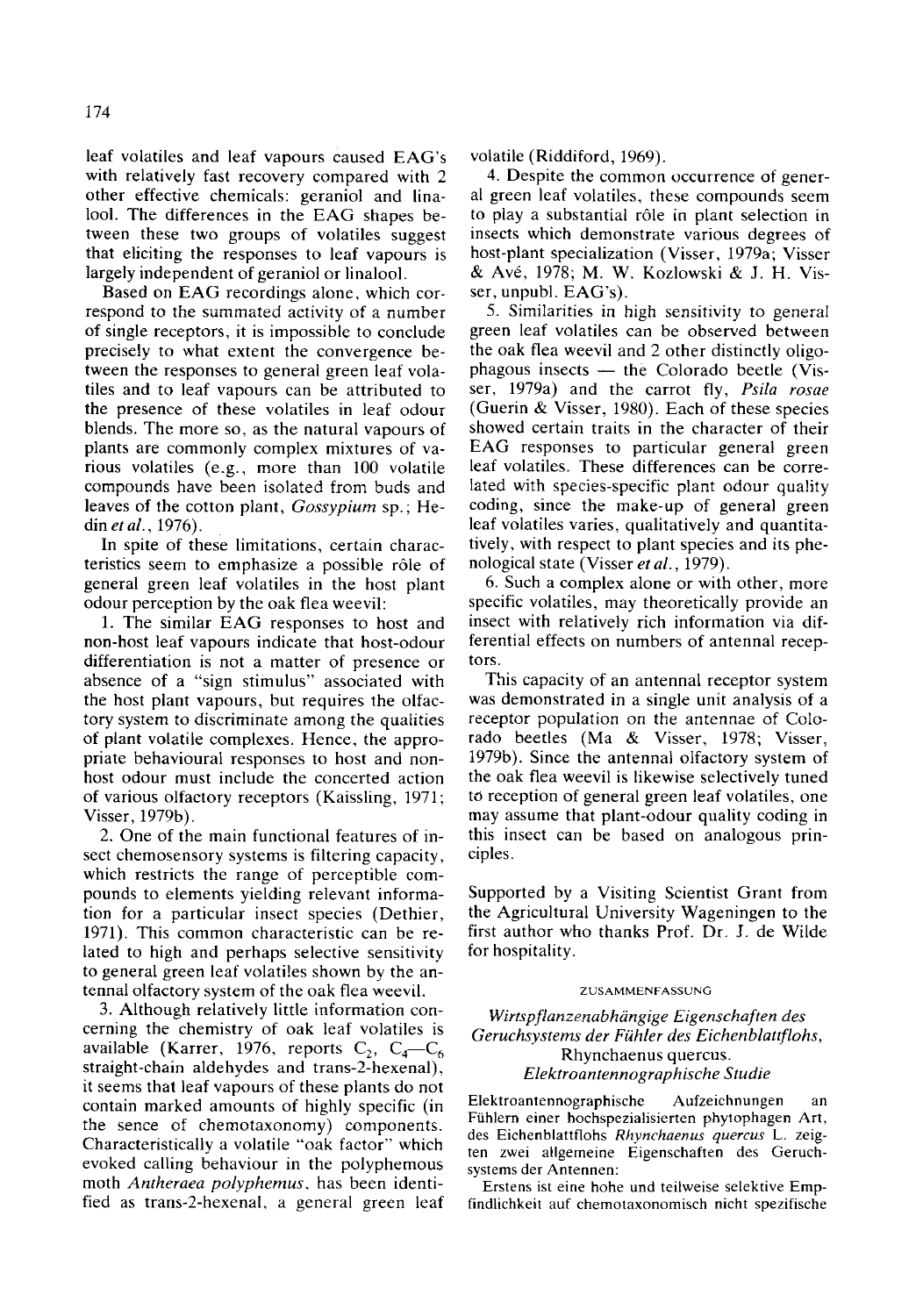leaf volatiles and leaf vapours caused EAG's with relatively fast recovery compared with 2 other effective chemicals: geraniol and linalool. The differences in the EAG shapes between these two groups of volatiles suggest that eliciting the responses to leaf vapours is largely independent of geraniol or linalool.

Based on EAG recordings alone, which correspond to the summated activity of a number of single receptors, it is impossible to conclude precisely to what extent the convergence between the responses to general green leaf volatiles and to leaf vapours can be attributed to the presence of these volatiles in leaf odour blends. The more so, as the natural vapours of plants are commonly complex mixtures of various volatiles (e.g., more than 100 volatile compounds have been isolated from buds and leaves of the cotton plant, *Gossypium* sp.; Hedin *et al.*, 1976).

In spite of these limitations, certain characteristics seem to emphasize a possible rôle of general green leaf volatiles in the host plant odour perception by the oak flea weevil:

1. The similar EAG responses to host and non-host leaf vapours indicate that host-odour differentiation is not a matter of presence or absence of a "sign stimulus" associated with the host plant vapours, but requires the olfactory system to discriminate among the qualities of plant volatile complexes. Hence, the appropriate behavioural responses to host and non-host odour must include the concerted action of various olfactory receptors (Kaissling, 1971; Visser, 1979b).

2. One of the main functional features of insect chemosensory systems is filtering capacity, which restricts the range of perceptible compounds to elements yielding relevant information for a particular insect species (Dethier, 1971). This common characteristic can be related to high and perhaps selective sensitivity to general green leaf volatiles shown by the antennal olfactory system of the oak flea weevil.

3. Although relatively little information concerning the chemistry of oak leaf volatiles is available (Karrer, 1976, reports $C_2$, $C_4$—$C_6$ straight-chain aldehydes and trans-2-hexenal), it seems that leaf vapours of these plants do not contain marked amounts of highly specific (in the sence of chemotaxonomy) components. Characteristically a volatile "oak factor" which evoked calling behaviour in the polyphemous moth *Antheraea polyphemus*, has been identified as trans-2-hexenal, a general green leaf volatile (Riddiford, 1969).

4. Despite the common occurrence of general green leaf volatiles, these compounds seem to play a substantial rôle in plant selection in insects which demonstrate various degrees of host-plant specialization (Visser, 1979a; Visser & Avé, 1978; M. W. Kozlowski & J. H. Visser, unpubl. EAG's).

5. Similarities in high sensitivity to general green leaf volatiles can be observed between the oak flea weevil and 2 other distinctly oligophagous insects — the Colorado beetle (Visser, 1979a) and the carrot fly, *Psila rosae* (Guerin & Visser, 1980). Each of these species showed certain traits in the character of their EAG responses to particular general green leaf volatiles. These differences can be correlated with species-specific plant odour quality coding, since the make-up of general green leaf volatiles varies, qualitatively and quantitatively, with respect to plant species and its phenological state (Visser *et al.*, 1979).

6. Such a complex alone or with other, more specific volatiles, may theoretically provide an insect with relatively rich information via differential effects on numbers of antennal receptors.

This capacity of an antennal receptor system was demonstrated in a single unit analysis of a receptor population on the antennae of Colorado beetles (Ma & Visser, 1978; Visser, 1979b). Since the antennal olfactory system of the oak flea weevil is likewise selectively tuned to reception of general green leaf volatiles, one may assume that plant-odour quality coding in this insect can be based on analogous principles.

Supported by a Visiting Scientist Grant from the Agricultural University Wageningen to the first author who thanks Prof. Dr. J. de Wilde for hospitality.

## ZUSAMMENFASSUNG

### *Wirtspflanzenabhängige Eigenschaften des Geruchsystems der Fühler des Eichenblattflohs,* Rhynchaenus quercus. *Elektroantennographische Studie*

Elektroantennographische Aufzeichnungen an Fühlern einer hochspezialisierten phytophagen Art, des Eichenblattflohs *Rhynchaenus quercus* L. zeigten zwei allgemeine Eigenschaften des Geruchsystems der Antennen:

Erstens ist eine hohe und teilweise selektive Empfindlichkeit auf chemotaxonomisch nicht spezifische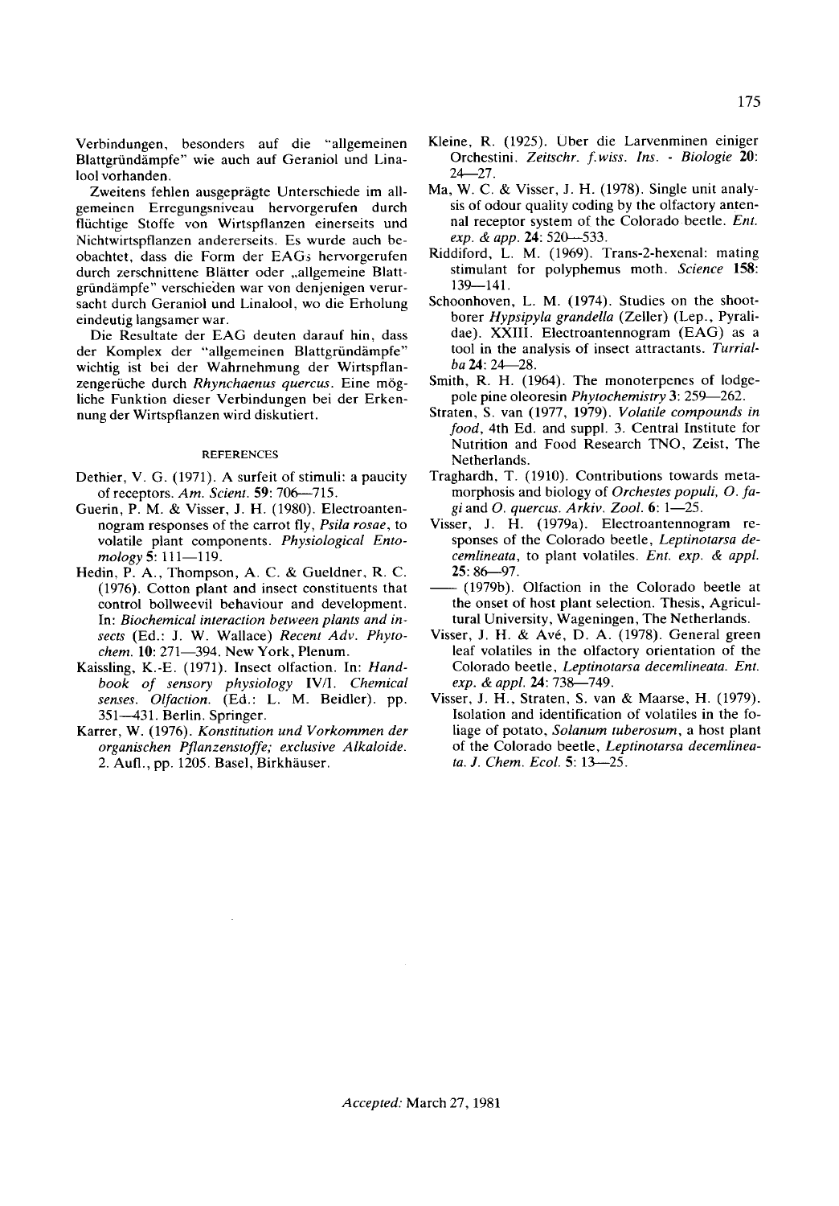Verbindungen, besonders auf die "allgemeinen Blattgründämpfe" wie auch auf Geraniol und Linalool vorhanden.

Zweitens fehlen ausgeprägte Unterschiede im allgemeinen Erregungsniveau hervorgerufen durch flüchtige Stoffe von Wirtspflanzen einerseits und Nichtwirtspflanzen andererseits. Es wurde auch beobachtet, dass die Form der EAGs hervorgerufen durch zerschnittene Blätter oder „allgemeine Blattgründämpfe" verschieden war von denjenigen verursacht durch Geraniol und Linalool, wo die Erholung eindeutig langsamer war.

Die Resultate der EAG deuten darauf hin, dass der Komplex der "allgemeinen Blattgründämpfe" wichtig ist bei der Wahrnehmung der Wirtspflanzengerüche durch *Rhynchaenus quercus*. Eine mögliche Funktion dieser Verbindungen bei der Erkennung der Wirtspflanzen wird diskutiert.

## REFERENCES

Dethier, V. G. (1971). A surfeit of stimuli: a paucity of receptors. *Am. Scient.* **59**: 706—715.

Guerin, P. M. & Visser, J. H. (1980). Electroantennogram responses of the carrot fly, *Psila rosae*, to volatile plant components. *Physiological Entomology* **5**: 111—119.

Hedin, P. A., Thompson, A. C. & Gueldner, R. C. (1976). Cotton plant and insect constituents that control bollweevil behaviour and development. In: *Biochemical interaction between plants and insects* (Ed.: J. W. Wallace) *Recent Adv. Phytochem.* **10**: 271—394. New York, Plenum.

Kaissling, K.-E. (1971). Insect olfaction. In: *Handbook of sensory physiology* IV/I. *Chemical senses. Olfaction.* (Ed.: L. M. Beidler). pp. 351—431. Berlin. Springer.

Karrer, W. (1976). *Konstitution und Vorkommen der organischen Pflanzenstoffe; exclusive Alkaloide.* 2. Aufl., pp. 1205. Basel, Birkhäuser.

Kleine, R. (1925). Über die Larvenminen einiger Orchestini. *Zeitschr. f.wiss. Ins. - Biologie* **20**: 24—27.

Ma, W. C. & Visser, J. H. (1978). Single unit analysis of odour quality coding by the olfactory antennal receptor system of the Colorado beetle. *Ent. exp. & app.* **24**: 520—533.

Riddiford, L. M. (1969). Trans-2-hexenal: mating stimulant for polyphemus moth. *Science* **158**: 139—141.

Schoonhoven, L. M. (1974). Studies on the shootborer *Hypsipyla grandella* (Zeller) (Lep., Pyralidae). XXIII. Electroantennogram (EAG) as a tool in the analysis of insect attractants. *Turrialba* **24**: 24—28.

Smith, R. H. (1964). The monoterpenes of lodgepole pine oleoresin *Phytochemistry* **3**: 259—262.

Straten, S. van (1977, 1979). *Volatile compounds in food*, 4th Ed. and suppl. 3. Central Institute for Nutrition and Food Research TNO, Zeist, The Netherlands.

Traghardh, T. (1910). Contributions towards metamorphosis and biology of *Orchestes populi, O. fagi* and *O. quercus. Arkiv. Zool.* **6**: 1—25.

Visser, J. H. (1979a). Electroantennogram responses of the Colorado beetle, *Leptinotarsa decemlineata*, to plant volatiles. *Ent. exp. & appl.* **25**: 86—97.

—— (1979b). Olfaction in the Colorado beetle at the onset of host plant selection. Thesis, Agricultural University, Wageningen, The Netherlands.

Visser, J. H. & Avé, D. A. (1978). General green leaf volatiles in the olfactory orientation of the Colorado beetle, *Leptinotarsa decemlineata. Ent. exp. & appl.* **24**: 738—749.

Visser, J. H., Straten, S. van & Maarse, H. (1979). Isolation and identification of volatiles in the foliage of potato, *Solanum tuberosum*, a host plant of the Colorado beetle, *Leptinotarsa decemlineata. J. Chem. Ecol.* **5**: 13—25.

*Accepted:* March 27, 1981